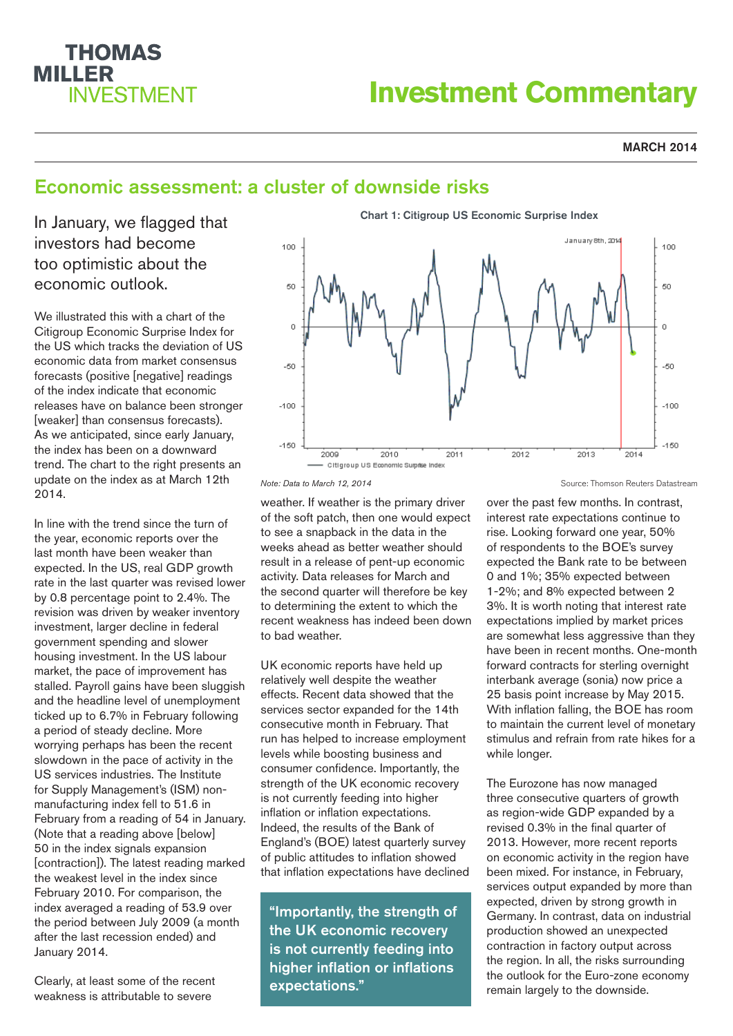THOMAS MILLER INVESTMENT

# Investment Commentary

**MARCH 2014**

## Economic assessment: a cluster of downside risks

In January, we flagged that investors had become too optimistic about the economic outlook.

We illustrated this with a chart of the Citigroup Economic Surprise Index for the US which tracks the deviation of US economic data from market consensus forecasts (positive [negative] readings of the index indicate that economic releases have on balance been stronger [weaker] than consensus forecasts). As we anticipated, since early January, the index has been on a downward trend. The chart to the right presents an update on the index as at March 12th 2014.

Chart 1: Citigroup US Economic Surprise Index

*Note: Data to March 12, 2014*

Source: Thomson Reuters Datastream

In line with the trend since the turn of the year, economic reports over the last month have been weaker than expected. In the US, real GDP growth rate in the last quarter was revised lower by 0.8 percentage point to 2.4%. The revision was driven by weaker inventory investment, larger decline in federal government spending and slower housing investment. In the US labour market, the pace of improvement has stalled. Payroll gains have been sluggish and the headline level of unemployment ticked up to 6.7% in February following a period of steady decline. More worrying perhaps has been the recent slowdown in the pace of activity in the US services industries. The Institute for Supply Management's (ISM) non-manufacturing index fell to 51.6 in February from a reading of 54 in January. (Note that a reading above [below] 50 in the index signals expansion [contraction]). The latest reading marked the weakest level in the index since February 2010. For comparison, the index averaged a reading of 53.9 over the period between July 2009 (a month after the last recession ended) and January 2014.

Clearly, at least some of the recent weakness is attributable to severe weather. If weather is the primary driver of the soft patch, then one would expect to see a snapback in the data in the weeks ahead as better weather should result in a release of pent-up economic activity. Data releases for March and the second quarter will therefore be key to determining the extent to which the recent weakness has indeed been down to bad weather.

UK economic reports have held up relatively well despite the weather effects. Recent data showed that the services sector expanded for the 14th consecutive month in February. That run has helped to increase employment levels while boosting business and consumer confidence. Importantly, the strength of the UK economic recovery is not currently feeding into higher inflation or inflation expectations. Indeed, the results of the Bank of England's (BOE) latest quarterly survey of public attitudes to inflation showed that inflation expectations have declined over the past few months. In contrast, interest rate expectations continue to rise. Looking forward one year, 50% of respondents to the BOE's survey expected the Bank rate to be between 0 and 1%; 35% expected between 1-2%; and 8% expected between 2 3%. It is worth noting that interest rate expectations implied by market prices are somewhat less aggressive than they have been in recent months. One-month forward contracts for sterling overnight interbank average (sonia) now price a 25 basis point increase by May 2015. With inflation falling, the BOE has room to maintain the current level of monetary stimulus and refrain from rate hikes for a while longer.

> "Importantly, the strength of the UK economic recovery is not currently feeding into higher inflation or inflations expectations."

The Eurozone has now managed three consecutive quarters of growth as region-wide GDP expanded by a revised 0.3% in the final quarter of 2013. However, more recent reports on economic activity in the region have been mixed. For instance, in February, services output expanded by more than expected, driven by strong growth in Germany. In contrast, data on industrial production showed an unexpected contraction in factory output across the region. In all, the risks surrounding the outlook for the Euro-zone economy remain largely to the downside.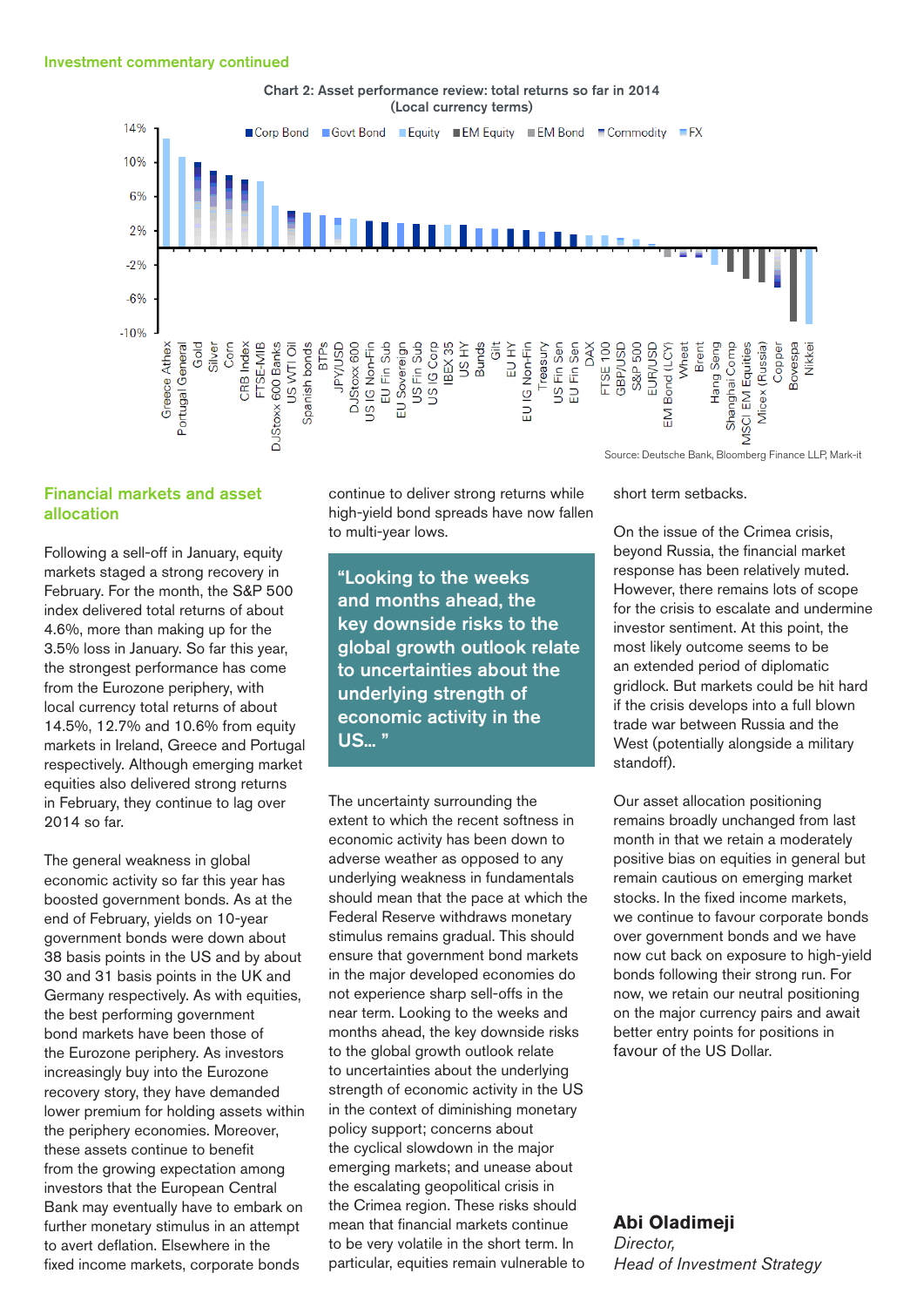Investment commentary continued

**Chart 2: Asset performance review: total returns so far in 2014**
**(Local currency terms)**

Legend: Corp Bond, Govt Bond, Equity, EM Equity, EM Bond, Commodity, FX

Y-axis: 14%, 10%, 6%, 2%, -2%, -6%, -10%

X-axis: Greece Athex, Portugal General, Gold, Silver, Corn, CRB Index, FTSE-MIB, DJStoxx 600 Banks, US WTI Oil, Spanish bonds, BTPs, JPY/USD, DJStoxx 600, US IG Non-Fin, EU Fin Sub, EU Sovereign, US Fin Sub, US IG Corp, IBEX 35, US HY, Bunds, Gilt, EU HY, EU IG Non-Fin, Treasury, US Fin Sen, EU Fin Sen, DAX, FTSE 100, GBP/USD, S&P 500, EUR/USD, EM Bond (LCY), Wheat, Brent, Hang Seng, Shanghai Comp, MSCI EM Equities, Micex (Russia), Copper, Bovespa, Nikkei

Source: Deutsche Bank, Bloomberg Finance LLP, Mark-it

## Financial markets and asset allocation

Following a sell-off in January, equity markets staged a strong recovery in February. For the month, the S&P 500 index delivered total returns of about 4.6%, more than making up for the 3.5% loss in January. So far this year, the strongest performance has come from the Eurozone periphery, with local currency total returns of about 14.5%, 12.7% and 10.6% from equity markets in Ireland, Greece and Portugal respectively. Although emerging market equities also delivered strong returns in February, they continue to lag over 2014 so far.

The general weakness in global economic activity so far this year has boosted government bonds. As at the end of February, yields on 10-year government bonds were down about 38 basis points in the US and by about 30 and 31 basis points in the UK and Germany respectively. As with equities, the best performing government bond markets have been those of the Eurozone periphery. As investors increasingly buy into the Eurozone recovery story, they have demanded lower premium for holding assets within the periphery economies. Moreover, these assets continue to benefit from the growing expectation among investors that the European Central Bank may eventually have to embark on further monetary stimulus in an attempt to avert deflation. Elsewhere in the fixed income markets, corporate bonds continue to deliver strong returns while high-yield bond spreads have now fallen to multi-year lows.

> **"Looking to the weeks and months ahead, the key downside risks to the global growth outlook relate to uncertainties about the underlying strength of economic activity in the US… "**

The uncertainty surrounding the extent to which the recent softness in economic activity has been down to adverse weather as opposed to any underlying weakness in fundamentals should mean that the pace at which the Federal Reserve withdraws monetary stimulus remains gradual. This should ensure that government bond markets in the major developed economies do not experience sharp sell-offs in the near term. Looking to the weeks and months ahead, the key downside risks to the global growth outlook relate to uncertainties about the underlying strength of economic activity in the US in the context of diminishing monetary policy support; concerns about the cyclical slowdown in the major emerging markets; and unease about the escalating geopolitical crisis in the Crimea region. These risks should mean that financial markets continue to be very volatile in the short term. In particular, equities remain vulnerable to short term setbacks.

On the issue of the Crimea crisis, beyond Russia, the financial market response has been relatively muted. However, there remains lots of scope for the crisis to escalate and undermine investor sentiment. At this point, the most likely outcome seems to be an extended period of diplomatic gridlock. But markets could be hit hard if the crisis develops into a full blown trade war between Russia and the West (potentially alongside a military standoff).

Our asset allocation positioning remains broadly unchanged from last month in that we retain a moderately positive bias on equities in general but remain cautious on emerging market stocks. In the fixed income markets, we continue to favour corporate bonds over government bonds and we have now cut back on exposure to high-yield bonds following their strong run. For now, we retain our neutral positioning on the major currency pairs and await better entry points for positions in favour of the US Dollar.

**Abi Oladimeji**
*Director,*
*Head of Investment Strategy*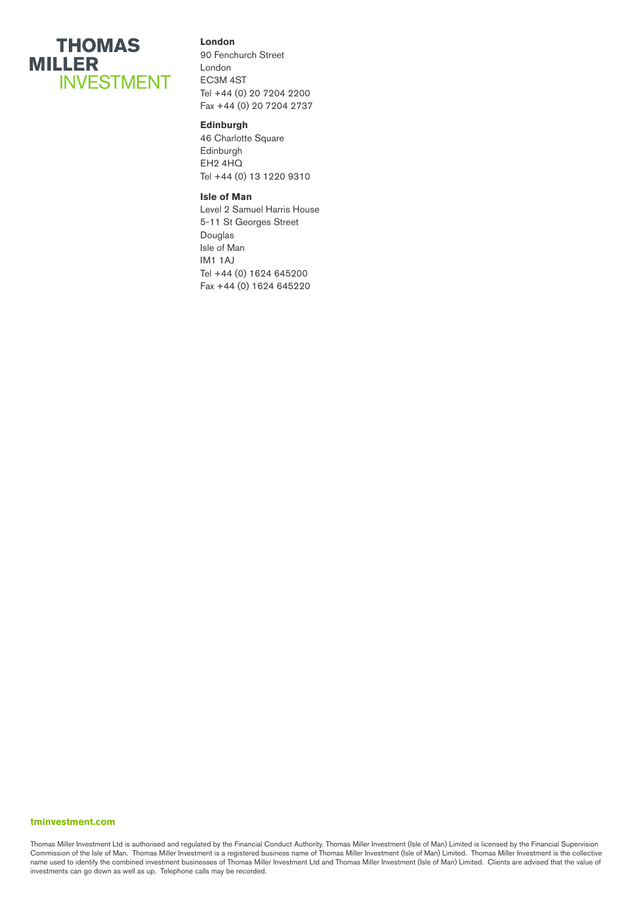THOMAS
MILLER
INVESTMENT

**London**
90 Fenchurch Street
London
EC3M 4ST
Tel +44 (0) 20 7204 2200
Fax +44 (0) 20 7204 2737

**Edinburgh**
46 Charlotte Square
Edinburgh
EH2 4HQ
Tel +44 (0) 13 1220 9310

**Isle of Man**
Level 2 Samuel Harris House
5-11 St Georges Street
Douglas
Isle of Man
IM1 1AJ
Tel +44 (0) 1624 645200
Fax +44 (0) 1624 645220

**tminvestment.com**

Thomas Miller Investment Ltd is authorised and regulated by the Financial Conduct Authority. Thomas Miller Investment (Isle of Man) Limited is licensed by the Financial Supervision Commission of the Isle of Man. Thomas Miller Investment is a registered business name of Thomas Miller Investment (Isle of Man) Limited. Thomas Miller Investment is the collective name used to identify the combined investment businesses of Thomas Miller Investment Ltd and Thomas Miller Investment (Isle of Man) Limited. Clients are advised that the value of investments can go down as well as up. Telephone calls may be recorded.